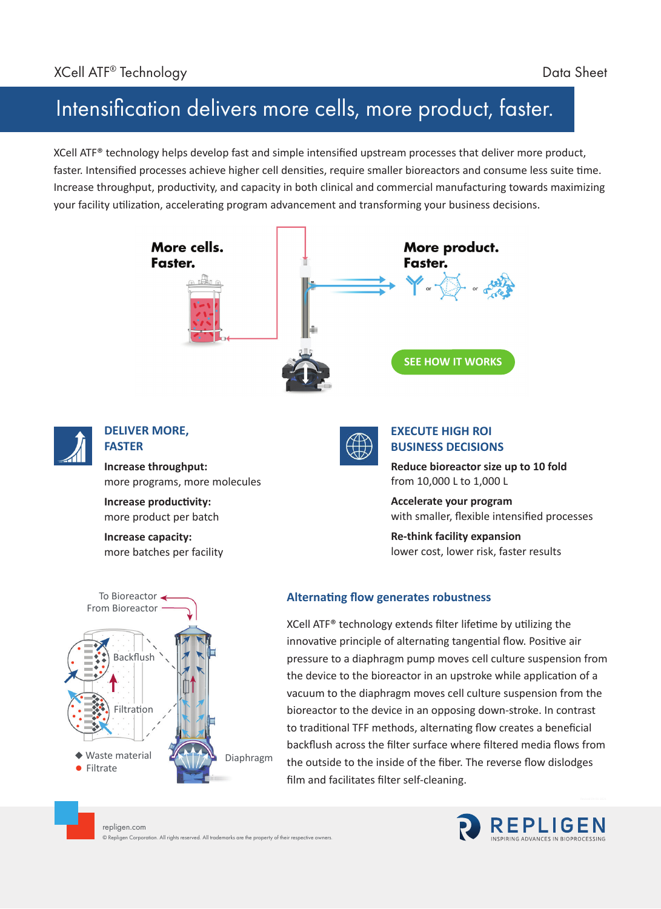XCell ATF® Technology

Data Sheet

# Intensification delivers more cells, more product, faster.

XCell ATF® technology helps develop fast and simple intensified upstream processes that deliver more product, faster. Intensified processes achieve higher cell densities, require smaller bioreactors and consume less suite time. Increase throughput, productivity, and capacity in both clinical and commercial manufacturing towards maximizing your facility utilization, accelerating program advancement and transforming your business decisions.

**More cells. Faster.**

**More product. Faster.**

SEE HOW IT WORKS

## DELIVER MORE, FASTER

**Increase throughput:**
more programs, more molecules

**Increase productivity:**
more product per batch

**Increase capacity:**
more batches per facility

## EXECUTE HIGH ROI BUSINESS DECISIONS

**Reduce bioreactor size up to 10 fold**
from 10,000 L to 1,000 L

**Accelerate your program**
with smaller, flexible intensified processes

**Re-think facility expansion**
lower cost, lower risk, faster results

To Bioreactor
From Bioreactor
Backflush
Filtration
Diaphragm
◆ Waste material
● Filtrate

## Alternating flow generates robustness

XCell ATF® technology extends filter lifetime by utilizing the innovative principle of alternating tangential flow. Positive air pressure to a diaphragm pump moves cell culture suspension from the device to the bioreactor in an upstroke while application of a vacuum to the diaphragm moves cell culture suspension from the bioreactor to the device in an opposing down-stroke. In contrast to traditional TFF methods, alternating flow creates a beneficial backflush across the filter surface where filtered media flows from the outside to the inside of the fiber. The reverse flow dislodges film and facilitates filter self-cleaning.

repligen.com
© Repligen Corporation. All rights reserved. All trademarks are the property of their respective owners.

REPLIGEN
INSPIRING ADVANCES IN BIOPROCESSING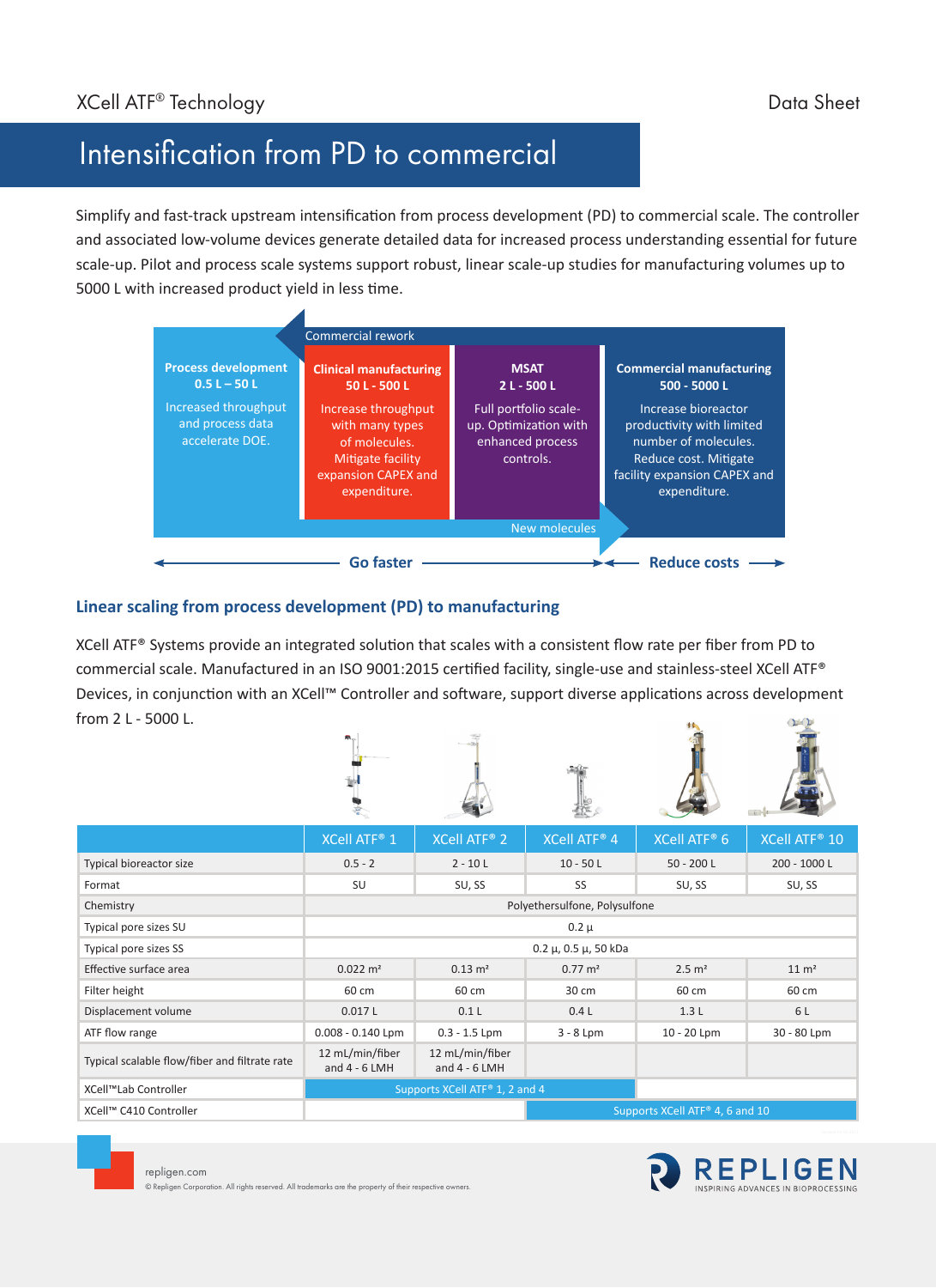XCell ATF® Technology

Data Sheet

# Intensification from PD to commercial

Simplify and fast-track upstream intensification from process development (PD) to commercial scale. The controller and associated low-volume devices generate detailed data for increased process understanding essential for future scale-up. Pilot and process scale systems support robust, linear scale-up studies for manufacturing volumes up to 5000 L with increased product yield in less time.

Commercial rework

**Process development**
**0.5 L – 50 L**
Increased throughput and process data accelerate DOE.

**Clinical manufacturing**
**50 L - 500 L**
Increase throughput with many types of molecules. Mitigate facility expansion CAPEX and expenditure.

**MSAT**
**2 L - 500 L**
Full portfolio scale-up. Optimization with enhanced process controls.

**Commercial manufacturing**
**500 - 5000 L**
Increase bioreactor productivity with limited number of molecules. Reduce cost. Mitigate facility expansion CAPEX and expenditure.

New molecules

Go faster

Reduce costs

## Linear scaling from process development (PD) to manufacturing

XCell ATF® Systems provide an integrated solution that scales with a consistent flow rate per fiber from PD to commercial scale. Manufactured in an ISO 9001:2015 certified facility, single-use and stainless-steel XCell ATF® Devices, in conjunction with an XCell™ Controller and software, support diverse applications across development from 2 L - 5000 L.

| | XCell ATF® 1 | XCell ATF® 2 | XCell ATF® 4 | XCell ATF® 6 | XCell ATF® 10 |
|---|---|---|---|---|---|
| Typical bioreactor size | 0.5 - 2 | 2 - 10 L | 10 - 50 L | 50 - 200 L | 200 - 1000 L |
| Format | SU | SU, SS | SS | SU, SS | SU, SS |
| Chemistry | Polyethersulfone, Polysulfone | | | | |
| Typical pore sizes SU | 0.2 µ | | | | |
| Typical pore sizes SS | 0.2 µ, 0.5 µ, 50 kDa | | | | |
| Effective surface area | 0.022 m² | 0.13 m² | 0.77 m² | 2.5 m² | 11 m² |
| Filter height | 60 cm | 60 cm | 30 cm | 60 cm | 60 cm |
| Displacement volume | 0.017 L | 0.1 L | 0.4 L | 1.3 L | 6 L |
| ATF flow range | 0.008 - 0.140 Lpm | 0.3 - 1.5 Lpm | 3 - 8 Lpm | 10 - 20 Lpm | 30 - 80 Lpm |
| Typical scalable flow/fiber and filtrate rate | 12 mL/min/fiber and 4 - 6 LMH | 12 mL/min/fiber and 4 - 6 LMH | | | |
| XCell™Lab Controller | Supports XCell ATF® 1, 2 and 4 | | | | |
| XCell™ C410 Controller | | | Supports XCell ATF® 4, 6 and 10 | | |

repligen.com
© Repligen Corporation. All rights reserved. All trademarks are the property of their respective owners.

REPLIGEN
INSPIRING ADVANCES IN BIOPROCESSING